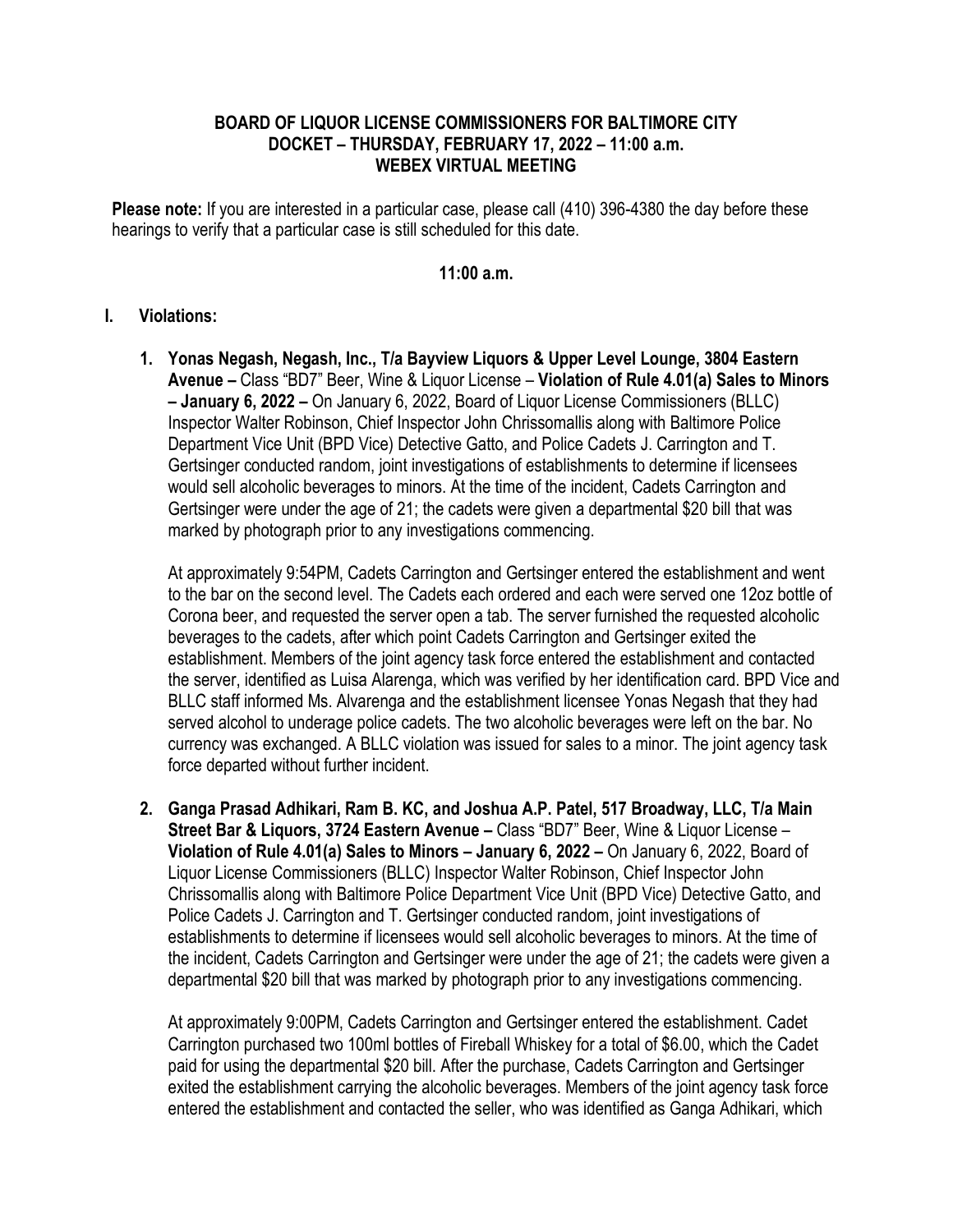**BOARD OF LIQUOR LICENSE COMMISSIONERS FOR BALTIMORE CITY**
**DOCKET – THURSDAY, FEBRUARY 17, 2022 – 11:00 a.m.**
**WEBEX VIRTUAL MEETING**

**Please note:** If you are interested in a particular case, please call (410) 396-4380 the day before these hearings to verify that a particular case is still scheduled for this date.

**11:00 a.m.**

**I. Violations:**

1. **Yonas Negash, Negash, Inc., T/a Bayview Liquors & Upper Level Lounge, 3804 Eastern Avenue –** Class "BD7" Beer, Wine & Liquor License – **Violation of Rule 4.01(a) Sales to Minors – January 6, 2022 –** On January 6, 2022, Board of Liquor License Commissioners (BLLC) Inspector Walter Robinson, Chief Inspector John Chrissomallis along with Baltimore Police Department Vice Unit (BPD Vice) Detective Gatto, and Police Cadets J. Carrington and T. Gertsinger conducted random, joint investigations of establishments to determine if licensees would sell alcoholic beverages to minors. At the time of the incident, Cadets Carrington and Gertsinger were under the age of 21; the cadets were given a departmental $20 bill that was marked by photograph prior to any investigations commencing.

   At approximately 9:54PM, Cadets Carrington and Gertsinger entered the establishment and went to the bar on the second level. The Cadets each ordered and each were served one 12oz bottle of Corona beer, and requested the server open a tab. The server furnished the requested alcoholic beverages to the cadets, after which point Cadets Carrington and Gertsinger exited the establishment. Members of the joint agency task force entered the establishment and contacted the server, identified as Luisa Alarenga, which was verified by her identification card. BPD Vice and BLLC staff informed Ms. Alvarenga and the establishment licensee Yonas Negash that they had served alcohol to underage police cadets. The two alcoholic beverages were left on the bar. No currency was exchanged. A BLLC violation was issued for sales to a minor. The joint agency task force departed without further incident.

2. **Ganga Prasad Adhikari, Ram B. KC, and Joshua A.P. Patel, 517 Broadway, LLC, T/a Main Street Bar & Liquors, 3724 Eastern Avenue –** Class "BD7" Beer, Wine & Liquor License – **Violation of Rule 4.01(a) Sales to Minors – January 6, 2022 –** On January 6, 2022, Board of Liquor License Commissioners (BLLC) Inspector Walter Robinson, Chief Inspector John Chrissomallis along with Baltimore Police Department Vice Unit (BPD Vice) Detective Gatto, and Police Cadets J. Carrington and T. Gertsinger conducted random, joint investigations of establishments to determine if licensees would sell alcoholic beverages to minors. At the time of the incident, Cadets Carrington and Gertsinger were under the age of 21; the cadets were given a departmental $20 bill that was marked by photograph prior to any investigations commencing.

   At approximately 9:00PM, Cadets Carrington and Gertsinger entered the establishment. Cadet Carrington purchased two 100ml bottles of Fireball Whiskey for a total of $6.00, which the Cadet paid for using the departmental $20 bill. After the purchase, Cadets Carrington and Gertsinger exited the establishment carrying the alcoholic beverages. Members of the joint agency task force entered the establishment and contacted the seller, who was identified as Ganga Adhikari, which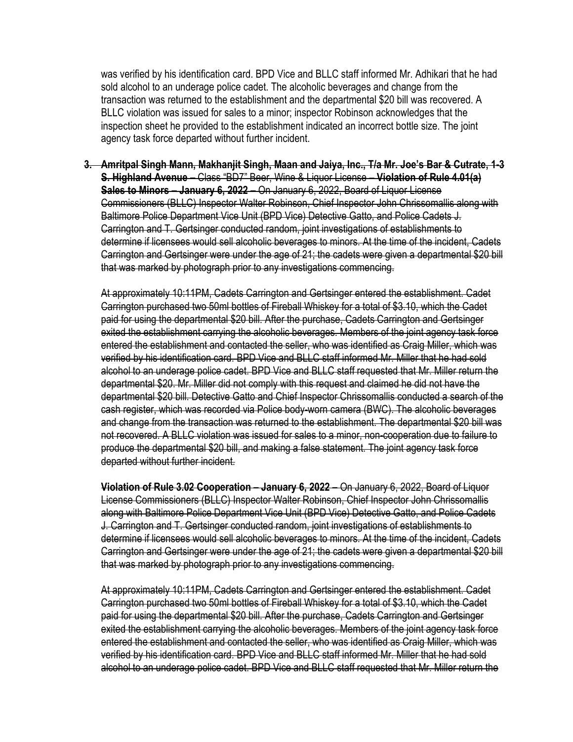was verified by his identification card. BPD Vice and BLLC staff informed Mr. Adhikari that he had sold alcohol to an underage police cadet. The alcoholic beverages and change from the transaction was returned to the establishment and the departmental $20 bill was recovered. A BLLC violation was issued for sales to a minor; inspector Robinson acknowledges that the inspection sheet he provided to the establishment indicated an incorrect bottle size. The joint agency task force departed without further incident.

3. ~~**Amritpal Singh Mann, Makhanjit Singh, Maan and Jaiya, Inc., T/a Mr. Joe's Bar & Cutrate, 1-3 S. Highland Avenue** – Class "BD7" Beer, Wine & Liquor License – **Violation of Rule 4.01(a) Sales to Minors – January 6, 2022** – On January 6, 2022, Board of Liquor License Commissioners (BLLC) Inspector Walter Robinson, Chief Inspector John Chrissomallis along with Baltimore Police Department Vice Unit (BPD Vice) Detective Gatto, and Police Cadets J. Carrington and T. Gertsinger conducted random, joint investigations of establishments to determine if licensees would sell alcoholic beverages to minors. At the time of the incident, Cadets Carrington and Gertsinger were under the age of 21; the cadets were given a departmental $20 bill that was marked by photograph prior to any investigations commencing.~~

   ~~At approximately 10:11PM, Cadets Carrington and Gertsinger entered the establishment. Cadet Carrington purchased two 50ml bottles of Fireball Whiskey for a total of $3.10, which the Cadet paid for using the departmental $20 bill. After the purchase, Cadets Carrington and Gertsinger exited the establishment carrying the alcoholic beverages. Members of the joint agency task force entered the establishment and contacted the seller, who was identified as Craig Miller, which was verified by his identification card. BPD Vice and BLLC staff informed Mr. Miller that he had sold alcohol to an underage police cadet. BPD Vice and BLLC staff requested that Mr. Miller return the departmental $20. Mr. Miller did not comply with this request and claimed he did not have the departmental $20 bill. Detective Gatto and Chief Inspector Chrissomallis conducted a search of the cash register, which was recorded via Police body-worn camera (BWC). The alcoholic beverages and change from the transaction was returned to the establishment. The departmental $20 bill was not recovered. A BLLC violation was issued for sales to a minor, non-cooperation due to failure to produce the departmental $20 bill, and making a false statement. The joint agency task force departed without further incident.~~

   ~~**Violation of Rule 3.02 Cooperation – January 6, 2022** – On January 6, 2022, Board of Liquor License Commissioners (BLLC) Inspector Walter Robinson, Chief Inspector John Chrissomallis along with Baltimore Police Department Vice Unit (BPD Vice) Detective Gatto, and Police Cadets J. Carrington and T. Gertsinger conducted random, joint investigations of establishments to determine if licensees would sell alcoholic beverages to minors. At the time of the incident, Cadets Carrington and Gertsinger were under the age of 21; the cadets were given a departmental $20 bill that was marked by photograph prior to any investigations commencing.~~

   ~~At approximately 10:11PM, Cadets Carrington and Gertsinger entered the establishment. Cadet Carrington purchased two 50ml bottles of Fireball Whiskey for a total of $3.10, which the Cadet paid for using the departmental $20 bill. After the purchase, Cadets Carrington and Gertsinger exited the establishment carrying the alcoholic beverages. Members of the joint agency task force entered the establishment and contacted the seller, who was identified as Craig Miller, which was verified by his identification card. BPD Vice and BLLC staff informed Mr. Miller that he had sold alcohol to an underage police cadet. BPD Vice and BLLC staff requested that Mr. Miller return the~~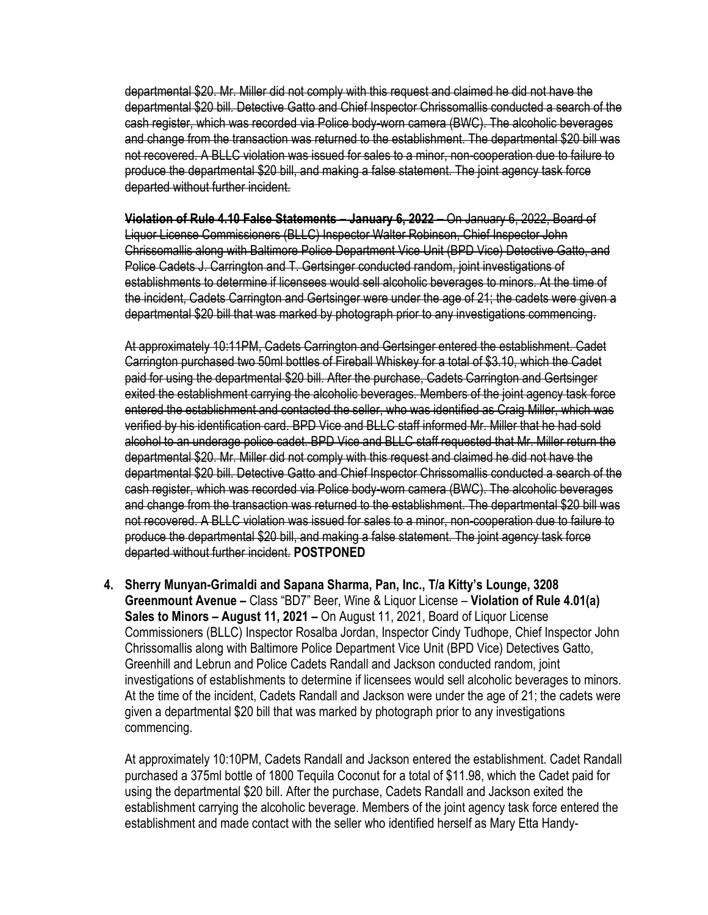~~departmental $20. Mr. Miller did not comply with this request and claimed he did not have the departmental $20 bill. Detective Gatto and Chief Inspector Chrissomallis conducted a search of the cash register, which was recorded via Police body-worn camera (BWC). The alcoholic beverages and change from the transaction was returned to the establishment. The departmental $20 bill was not recovered. A BLLC violation was issued for sales to a minor, non-cooperation due to failure to produce the departmental $20 bill, and making a false statement. The joint agency task force departed without further incident.~~

~~**Violation of Rule 4.10 False Statements – January 6, 2022** – On January 6, 2022, Board of Liquor License Commissioners (BLLC) Inspector Walter Robinson, Chief Inspector John Chrissomallis along with Baltimore Police Department Vice Unit (BPD Vice) Detective Gatto, and Police Cadets J. Carrington and T. Gertsinger conducted random, joint investigations of establishments to determine if licensees would sell alcoholic beverages to minors. At the time of the incident, Cadets Carrington and Gertsinger were under the age of 21; the cadets were given a departmental $20 bill that was marked by photograph prior to any investigations commencing.~~

~~At approximately 10:11PM, Cadets Carrington and Gertsinger entered the establishment. Cadet Carrington purchased two 50ml bottles of Fireball Whiskey for a total of $3.10, which the Cadet paid for using the departmental $20 bill. After the purchase, Cadets Carrington and Gertsinger exited the establishment carrying the alcoholic beverages. Members of the joint agency task force entered the establishment and contacted the seller, who was identified as Craig Miller, which was verified by his identification card. BPD Vice and BLLC staff informed Mr. Miller that he had sold alcohol to an underage police cadet. BPD Vice and BLLC staff requested that Mr. Miller return the departmental $20. Mr. Miller did not comply with this request and claimed he did not have the departmental $20 bill. Detective Gatto and Chief Inspector Chrissomallis conducted a search of the cash register, which was recorded via Police body-worn camera (BWC). The alcoholic beverages and change from the transaction was returned to the establishment. The departmental $20 bill was not recovered. A BLLC violation was issued for sales to a minor, non-cooperation due to failure to produce the departmental $20 bill, and making a false statement. The joint agency task force departed without further incident.~~ **POSTPONED**

4. **Sherry Munyan-Grimaldi and Sapana Sharma, Pan, Inc., T/a Kitty's Lounge, 3208 Greenmount Avenue –** Class "BD7" Beer, Wine & Liquor License – **Violation of Rule 4.01(a) Sales to Minors – August 11, 2021 –** On August 11, 2021, Board of Liquor License Commissioners (BLLC) Inspector Rosalba Jordan, Inspector Cindy Tudhope, Chief Inspector John Chrissomallis along with Baltimore Police Department Vice Unit (BPD Vice) Detectives Gatto, Greenhill and Lebrun and Police Cadets Randall and Jackson conducted random, joint investigations of establishments to determine if licensees would sell alcoholic beverages to minors. At the time of the incident, Cadets Randall and Jackson were under the age of 21; the cadets were given a departmental $20 bill that was marked by photograph prior to any investigations commencing.

   At approximately 10:10PM, Cadets Randall and Jackson entered the establishment. Cadet Randall purchased a 375ml bottle of 1800 Tequila Coconut for a total of $11.98, which the Cadet paid for using the departmental $20 bill. After the purchase, Cadets Randall and Jackson exited the establishment carrying the alcoholic beverage. Members of the joint agency task force entered the establishment and made contact with the seller who identified herself as Mary Etta Handy-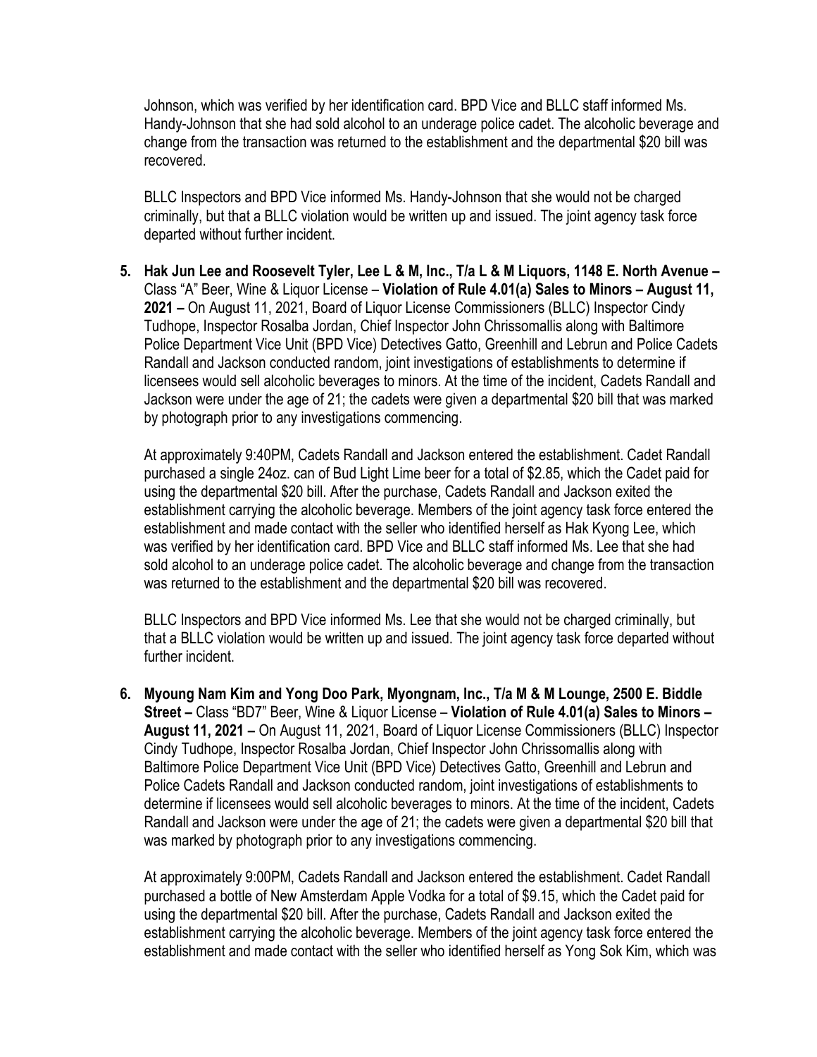Johnson, which was verified by her identification card. BPD Vice and BLLC staff informed Ms. Handy-Johnson that she had sold alcohol to an underage police cadet. The alcoholic beverage and change from the transaction was returned to the establishment and the departmental $20 bill was recovered.

BLLC Inspectors and BPD Vice informed Ms. Handy-Johnson that she would not be charged criminally, but that a BLLC violation would be written up and issued. The joint agency task force departed without further incident.

5. **Hak Jun Lee and Roosevelt Tyler, Lee L & M, Inc., T/a L & M Liquors, 1148 E. North Avenue –** Class "A" Beer, Wine & Liquor License – **Violation of Rule 4.01(a) Sales to Minors – August 11, 2021 –** On August 11, 2021, Board of Liquor License Commissioners (BLLC) Inspector Cindy Tudhope, Inspector Rosalba Jordan, Chief Inspector John Chrissomallis along with Baltimore Police Department Vice Unit (BPD Vice) Detectives Gatto, Greenhill and Lebrun and Police Cadets Randall and Jackson conducted random, joint investigations of establishments to determine if licensees would sell alcoholic beverages to minors. At the time of the incident, Cadets Randall and Jackson were under the age of 21; the cadets were given a departmental $20 bill that was marked by photograph prior to any investigations commencing.

   At approximately 9:40PM, Cadets Randall and Jackson entered the establishment. Cadet Randall purchased a single 24oz. can of Bud Light Lime beer for a total of $2.85, which the Cadet paid for using the departmental $20 bill. After the purchase, Cadets Randall and Jackson exited the establishment carrying the alcoholic beverage. Members of the joint agency task force entered the establishment and made contact with the seller who identified herself as Hak Kyong Lee, which was verified by her identification card. BPD Vice and BLLC staff informed Ms. Lee that she had sold alcohol to an underage police cadet. The alcoholic beverage and change from the transaction was returned to the establishment and the departmental $20 bill was recovered.

   BLLC Inspectors and BPD Vice informed Ms. Lee that she would not be charged criminally, but that a BLLC violation would be written up and issued. The joint agency task force departed without further incident.

6. **Myoung Nam Kim and Yong Doo Park, Myongnam, Inc., T/a M & M Lounge, 2500 E. Biddle Street –** Class "BD7" Beer, Wine & Liquor License – **Violation of Rule 4.01(a) Sales to Minors – August 11, 2021 –** On August 11, 2021, Board of Liquor License Commissioners (BLLC) Inspector Cindy Tudhope, Inspector Rosalba Jordan, Chief Inspector John Chrissomallis along with Baltimore Police Department Vice Unit (BPD Vice) Detectives Gatto, Greenhill and Lebrun and Police Cadets Randall and Jackson conducted random, joint investigations of establishments to determine if licensees would sell alcoholic beverages to minors. At the time of the incident, Cadets Randall and Jackson were under the age of 21; the cadets were given a departmental $20 bill that was marked by photograph prior to any investigations commencing.

   At approximately 9:00PM, Cadets Randall and Jackson entered the establishment. Cadet Randall purchased a bottle of New Amsterdam Apple Vodka for a total of $9.15, which the Cadet paid for using the departmental $20 bill. After the purchase, Cadets Randall and Jackson exited the establishment carrying the alcoholic beverage. Members of the joint agency task force entered the establishment and made contact with the seller who identified herself as Yong Sok Kim, which was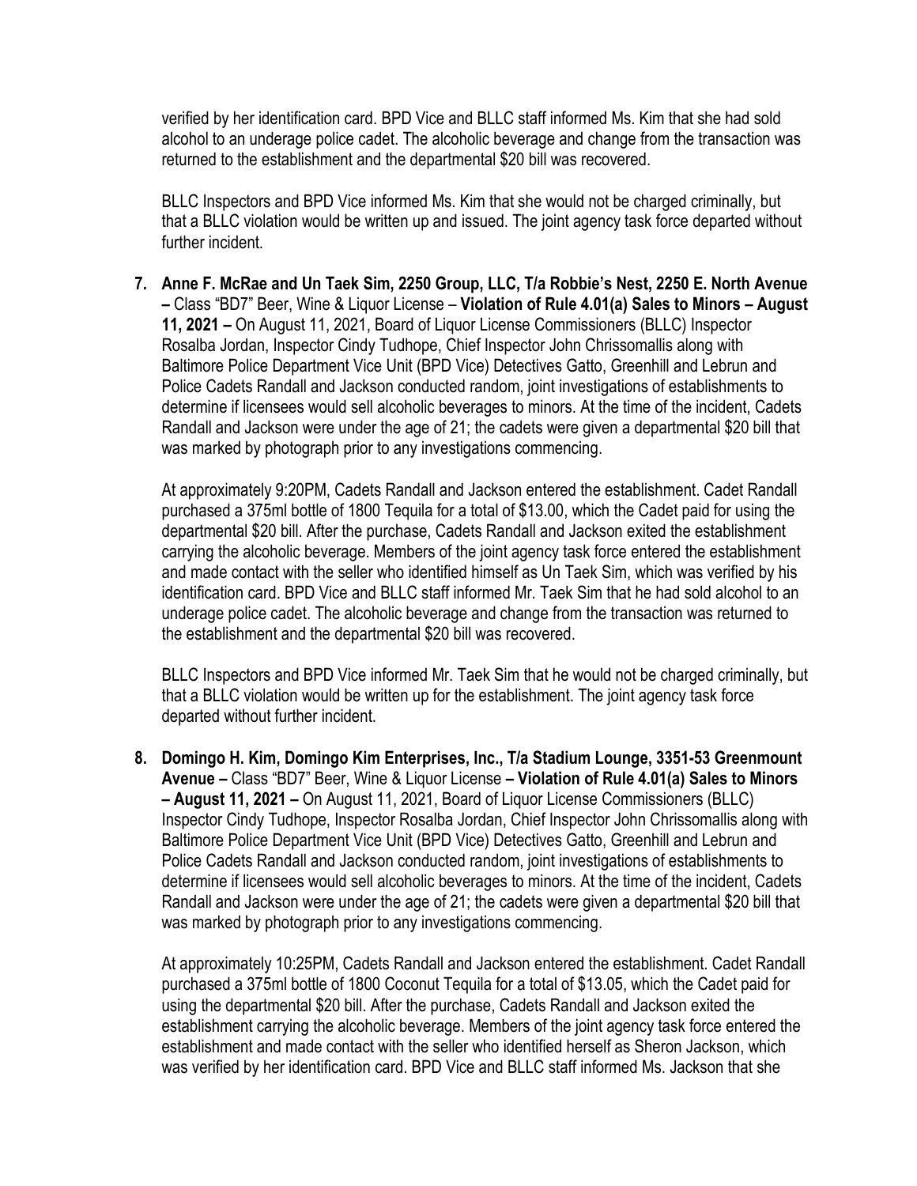verified by her identification card. BPD Vice and BLLC staff informed Ms. Kim that she had sold alcohol to an underage police cadet. The alcoholic beverage and change from the transaction was returned to the establishment and the departmental $20 bill was recovered.

BLLC Inspectors and BPD Vice informed Ms. Kim that she would not be charged criminally, but that a BLLC violation would be written up and issued. The joint agency task force departed without further incident.

7. **Anne F. McRae and Un Taek Sim, 2250 Group, LLC, T/a Robbie's Nest, 2250 E. North Avenue –** Class "BD7" Beer, Wine & Liquor License – **Violation of Rule 4.01(a) Sales to Minors – August 11, 2021 –** On August 11, 2021, Board of Liquor License Commissioners (BLLC) Inspector Rosalba Jordan, Inspector Cindy Tudhope, Chief Inspector John Chrissomallis along with Baltimore Police Department Vice Unit (BPD Vice) Detectives Gatto, Greenhill and Lebrun and Police Cadets Randall and Jackson conducted random, joint investigations of establishments to determine if licensees would sell alcoholic beverages to minors. At the time of the incident, Cadets Randall and Jackson were under the age of 21; the cadets were given a departmental $20 bill that was marked by photograph prior to any investigations commencing.

   At approximately 9:20PM, Cadets Randall and Jackson entered the establishment. Cadet Randall purchased a 375ml bottle of 1800 Tequila for a total of $13.00, which the Cadet paid for using the departmental $20 bill. After the purchase, Cadets Randall and Jackson exited the establishment carrying the alcoholic beverage. Members of the joint agency task force entered the establishment and made contact with the seller who identified himself as Un Taek Sim, which was verified by his identification card. BPD Vice and BLLC staff informed Mr. Taek Sim that he had sold alcohol to an underage police cadet. The alcoholic beverage and change from the transaction was returned to the establishment and the departmental $20 bill was recovered.

   BLLC Inspectors and BPD Vice informed Mr. Taek Sim that he would not be charged criminally, but that a BLLC violation would be written up for the establishment. The joint agency task force departed without further incident.

8. **Domingo H. Kim, Domingo Kim Enterprises, Inc., T/a Stadium Lounge, 3351-53 Greenmount Avenue –** Class "BD7" Beer, Wine & Liquor License **– Violation of Rule 4.01(a) Sales to Minors – August 11, 2021 –** On August 11, 2021, Board of Liquor License Commissioners (BLLC) Inspector Cindy Tudhope, Inspector Rosalba Jordan, Chief Inspector John Chrissomallis along with Baltimore Police Department Vice Unit (BPD Vice) Detectives Gatto, Greenhill and Lebrun and Police Cadets Randall and Jackson conducted random, joint investigations of establishments to determine if licensees would sell alcoholic beverages to minors. At the time of the incident, Cadets Randall and Jackson were under the age of 21; the cadets were given a departmental $20 bill that was marked by photograph prior to any investigations commencing.

   At approximately 10:25PM, Cadets Randall and Jackson entered the establishment. Cadet Randall purchased a 375ml bottle of 1800 Coconut Tequila for a total of $13.05, which the Cadet paid for using the departmental $20 bill. After the purchase, Cadets Randall and Jackson exited the establishment carrying the alcoholic beverage. Members of the joint agency task force entered the establishment and made contact with the seller who identified herself as Sheron Jackson, which was verified by her identification card. BPD Vice and BLLC staff informed Ms. Jackson that she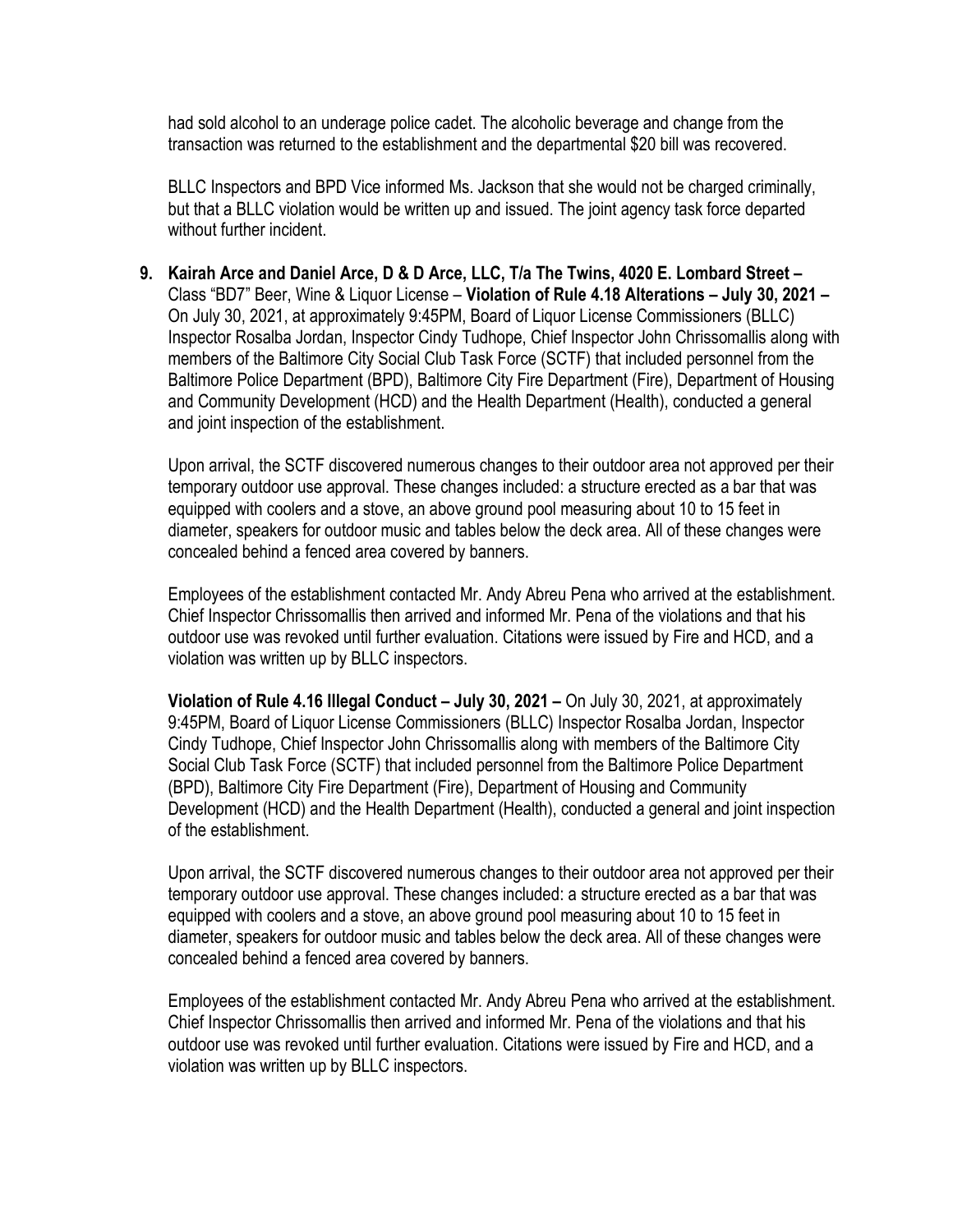had sold alcohol to an underage police cadet. The alcoholic beverage and change from the transaction was returned to the establishment and the departmental $20 bill was recovered.

BLLC Inspectors and BPD Vice informed Ms. Jackson that she would not be charged criminally, but that a BLLC violation would be written up and issued. The joint agency task force departed without further incident.

9. **Kairah Arce and Daniel Arce, D & D Arce, LLC, T/a The Twins, 4020 E. Lombard Street –** Class "BD7" Beer, Wine & Liquor License – **Violation of Rule 4.18 Alterations – July 30, 2021 –** On July 30, 2021, at approximately 9:45PM, Board of Liquor License Commissioners (BLLC) Inspector Rosalba Jordan, Inspector Cindy Tudhope, Chief Inspector John Chrissomallis along with members of the Baltimore City Social Club Task Force (SCTF) that included personnel from the Baltimore Police Department (BPD), Baltimore City Fire Department (Fire), Department of Housing and Community Development (HCD) and the Health Department (Health), conducted a general and joint inspection of the establishment.

   Upon arrival, the SCTF discovered numerous changes to their outdoor area not approved per their temporary outdoor use approval. These changes included: a structure erected as a bar that was equipped with coolers and a stove, an above ground pool measuring about 10 to 15 feet in diameter, speakers for outdoor music and tables below the deck area. All of these changes were concealed behind a fenced area covered by banners.

   Employees of the establishment contacted Mr. Andy Abreu Pena who arrived at the establishment. Chief Inspector Chrissomallis then arrived and informed Mr. Pena of the violations and that his outdoor use was revoked until further evaluation. Citations were issued by Fire and HCD, and a violation was written up by BLLC inspectors.

   **Violation of Rule 4.16 Illegal Conduct – July 30, 2021 –** On July 30, 2021, at approximately 9:45PM, Board of Liquor License Commissioners (BLLC) Inspector Rosalba Jordan, Inspector Cindy Tudhope, Chief Inspector John Chrissomallis along with members of the Baltimore City Social Club Task Force (SCTF) that included personnel from the Baltimore Police Department (BPD), Baltimore City Fire Department (Fire), Department of Housing and Community Development (HCD) and the Health Department (Health), conducted a general and joint inspection of the establishment.

   Upon arrival, the SCTF discovered numerous changes to their outdoor area not approved per their temporary outdoor use approval. These changes included: a structure erected as a bar that was equipped with coolers and a stove, an above ground pool measuring about 10 to 15 feet in diameter, speakers for outdoor music and tables below the deck area. All of these changes were concealed behind a fenced area covered by banners.

   Employees of the establishment contacted Mr. Andy Abreu Pena who arrived at the establishment. Chief Inspector Chrissomallis then arrived and informed Mr. Pena of the violations and that his outdoor use was revoked until further evaluation. Citations were issued by Fire and HCD, and a violation was written up by BLLC inspectors.